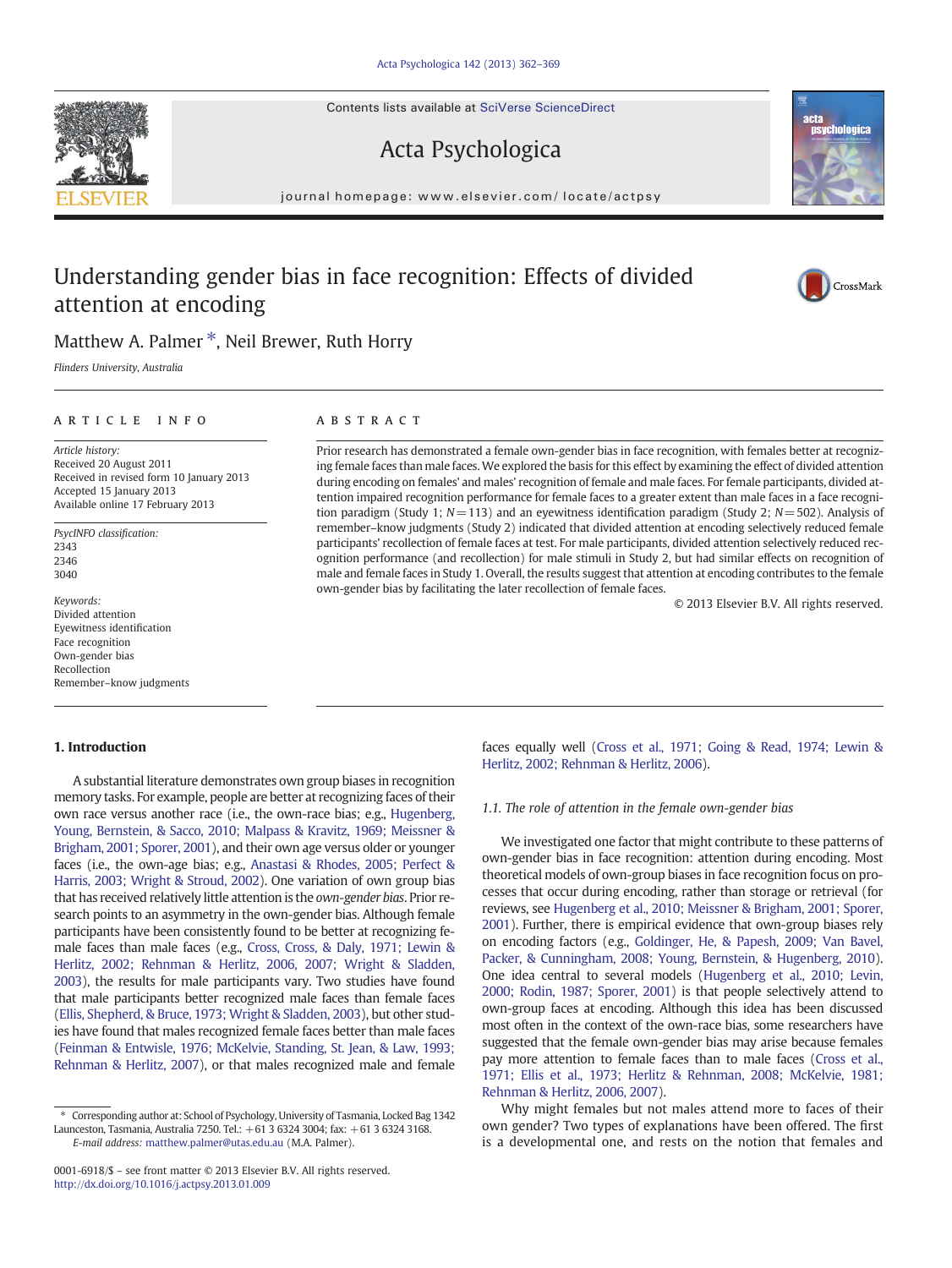# Understanding gender bias in face recognition: Effects of divided attention at encoding

Matthew A. Palmer *, Neil Brewer, Ruth Horry

*Flinders University, Australia*

## ARTICLE INFO

*Article history:*
Received 20 August 2011
Received in revised form 10 January 2013
Accepted 15 January 2013
Available online 17 February 2013

*PsycINFO classification:*
2343
2346
3040

*Keywords:*
Divided attention
Eyewitness identification
Face recognition
Own-gender bias
Recollection
Remember–know judgments

## ABSTRACT

Prior research has demonstrated a female own-gender bias in face recognition, with females better at recognizing female faces than male faces. We explored the basis for this effect by examining the effect of divided attention during encoding on females' and males' recognition of female and male faces. For female participants, divided attention impaired recognition performance for female faces to a greater extent than male faces in a face recognition paradigm (Study 1; $N=113$) and an eyewitness identification paradigm (Study 2; $N=502$). Analysis of remember–know judgments (Study 2) indicated that divided attention at encoding selectively reduced female participants' recollection of female faces at test. For male participants, divided attention selectively reduced recognition performance (and recollection) for male stimuli in Study 2, but had similar effects on recognition of male and female faces in Study 1. Overall, the results suggest that attention at encoding contributes to the female own-gender bias by facilitating the later recollection of female faces.

© 2013 Elsevier B.V. All rights reserved.

## 1. Introduction

A substantial literature demonstrates own group biases in recognition memory tasks. For example, people are better at recognizing faces of their own race versus another race (i.e., the own-race bias; e.g., Hugenberg, Young, Bernstein, & Sacco, 2010; Malpass & Kravitz, 1969; Meissner & Brigham, 2001; Sporer, 2001), and their own age versus older or younger faces (i.e., the own-age bias; e.g., Anastasi & Rhodes, 2005; Perfect & Harris, 2003; Wright & Stroud, 2002). One variation of own group bias that has received relatively little attention is the *own-gender bias*. Prior research points to an asymmetry in the own-gender bias. Although female participants have been consistently found to be better at recognizing female faces than male faces (e.g., Cross, Cross, & Daly, 1971; Lewin & Herlitz, 2002; Rehnman & Herlitz, 2006, 2007; Wright & Sladden, 2003), the results for male participants vary. Two studies have found that male participants better recognized male faces than female faces (Ellis, Shepherd, & Bruce, 1973; Wright & Sladden, 2003), but other studies have found that males recognized female faces better than male faces (Feinman & Entwisle, 1976; McKelvie, Standing, St. Jean, & Law, 1993; Rehnman & Herlitz, 2007), or that males recognized male and female faces equally well (Cross et al., 1971; Going & Read, 1974; Lewin & Herlitz, 2002; Rehnman & Herlitz, 2006).

### 1.1. The role of attention in the female own-gender bias

We investigated one factor that might contribute to these patterns of own-gender bias in face recognition: attention during encoding. Most theoretical models of own-group biases in face recognition focus on processes that occur during encoding, rather than storage or retrieval (for reviews, see Hugenberg et al., 2010; Meissner & Brigham, 2001; Sporer, 2001). Further, there is empirical evidence that own-group biases rely on encoding factors (e.g., Goldinger, He, & Papesh, 2009; Van Bavel, Packer, & Cunningham, 2008; Young, Bernstein, & Hugenberg, 2010). One idea central to several models (Hugenberg et al., 2010; Levin, 2000; Rodin, 1987; Sporer, 2001) is that people selectively attend to own-group faces at encoding. Although this idea has been discussed most often in the context of the own-race bias, some researchers have suggested that the female own-gender bias may arise because females pay more attention to female faces than to male faces (Cross et al., 1971; Ellis et al., 1973; Herlitz & Rehnman, 2008; McKelvie, 1981; Rehnman & Herlitz, 2006, 2007).

Why might females but not males attend more to faces of their own gender? Two types of explanations have been offered. The first is a developmental one, and rests on the notion that females and

* Corresponding author at: School of Psychology, University of Tasmania, Locked Bag 1342 Launceston, Tasmania, Australia 7250. Tel.: +61 3 6324 3004; fax: +61 3 6324 3168.
*E-mail address:* matthew.palmer@utas.edu.au (M.A. Palmer).

0001-6918/$ – see front matter © 2013 Elsevier B.V. All rights reserved.
http://dx.doi.org/10.1016/j.actpsy.2013.01.009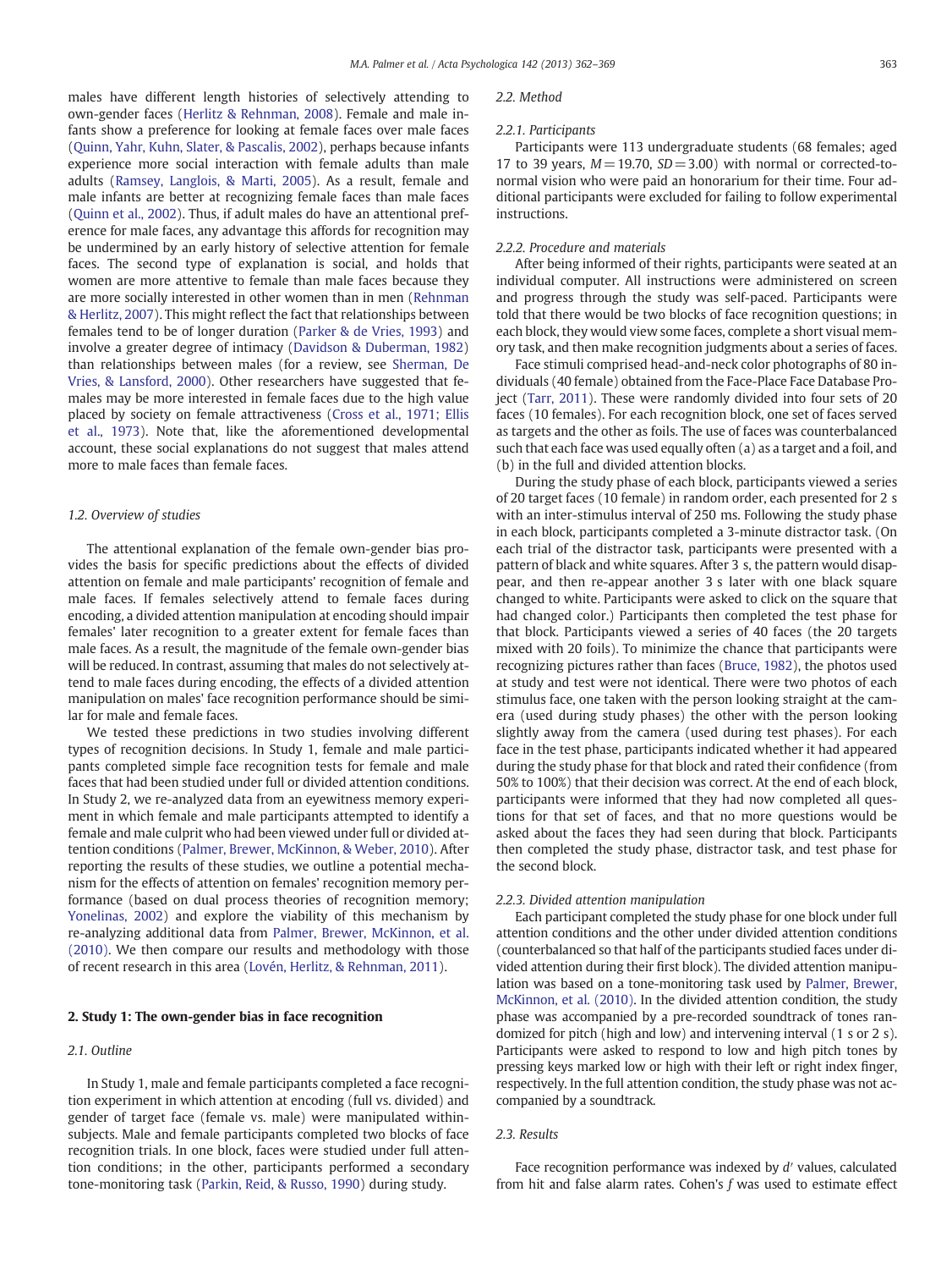males have different length histories of selectively attending to own-gender faces (Herlitz & Rehnman, 2008). Female and male infants show a preference for looking at female faces over male faces (Quinn, Yahr, Kuhn, Slater, & Pascalis, 2002), perhaps because infants experience more social interaction with female adults than male adults (Ramsey, Langlois, & Marti, 2005). As a result, female and male infants are better at recognizing female faces than male faces (Quinn et al., 2002). Thus, if adult males do have an attentional preference for male faces, any advantage this affords for recognition may be undermined by an early history of selective attention for female faces. The second type of explanation is social, and holds that women are more attentive to female than male faces because they are more socially interested in other women than in men (Rehnman & Herlitz, 2007). This might reflect the fact that relationships between females tend to be of longer duration (Parker & de Vries, 1993) and involve a greater degree of intimacy (Davidson & Duberman, 1982) than relationships between males (for a review, see Sherman, De Vries, & Lansford, 2000). Other researchers have suggested that females may be more interested in female faces due to the high value placed by society on female attractiveness (Cross et al., 1971; Ellis et al., 1973). Note that, like the aforementioned developmental account, these social explanations do not suggest that males attend more to male faces than female faces.

### 1.2. Overview of studies

The attentional explanation of the female own-gender bias provides the basis for specific predictions about the effects of divided attention on female and male participants' recognition of female and male faces. If females selectively attend to female faces during encoding, a divided attention manipulation at encoding should impair females' later recognition to a greater extent for female faces than male faces. As a result, the magnitude of the female own-gender bias will be reduced. In contrast, assuming that males do not selectively attend to male faces during encoding, the effects of a divided attention manipulation on males' face recognition performance should be similar for male and female faces.

We tested these predictions in two studies involving different types of recognition decisions. In Study 1, female and male participants completed simple face recognition tests for female and male faces that had been studied under full or divided attention conditions. In Study 2, we re-analyzed data from an eyewitness memory experiment in which female and male participants attempted to identify a female and male culprit who had been viewed under full or divided attention conditions (Palmer, Brewer, McKinnon, & Weber, 2010). After reporting the results of these studies, we outline a potential mechanism for the effects of attention on females' recognition memory performance (based on dual process theories of recognition memory; Yonelinas, 2002) and explore the viability of this mechanism by re-analyzing additional data from Palmer, Brewer, McKinnon, et al. (2010). We then compare our results and methodology with those of recent research in this area (Lovén, Herlitz, & Rehnman, 2011).

## 2. Study 1: The own-gender bias in face recognition

### 2.1. Outline

In Study 1, male and female participants completed a face recognition experiment in which attention at encoding (full vs. divided) and gender of target face (female vs. male) were manipulated within-subjects. Male and female participants completed two blocks of face recognition trials. In one block, faces were studied under full attention conditions; in the other, participants performed a secondary tone-monitoring task (Parkin, Reid, & Russo, 1990) during study.

### 2.2. Method

#### 2.2.1. Participants

Participants were 113 undergraduate students (68 females; aged 17 to 39 years, $M = 19.70$, $SD = 3.00$) with normal or corrected-to-normal vision who were paid an honorarium for their time. Four additional participants were excluded for failing to follow experimental instructions.

#### 2.2.2. Procedure and materials

After being informed of their rights, participants were seated at an individual computer. All instructions were administered on screen and progress through the study was self-paced. Participants were told that there would be two blocks of face recognition questions; in each block, they would view some faces, complete a short visual memory task, and then make recognition judgments about a series of faces.

Face stimuli comprised head-and-neck color photographs of 80 individuals (40 female) obtained from the Face-Place Face Database Project (Tarr, 2011). These were randomly divided into four sets of 20 faces (10 females). For each recognition block, one set of faces served as targets and the other as foils. The use of faces was counterbalanced such that each face was used equally often (a) as a target and a foil, and (b) in the full and divided attention blocks.

During the study phase of each block, participants viewed a series of 20 target faces (10 female) in random order, each presented for 2 s with an inter-stimulus interval of 250 ms. Following the study phase in each block, participants completed a 3-minute distractor task. (On each trial of the distractor task, participants were presented with a pattern of black and white squares. After 3 s, the pattern would disappear, and then re-appear another 3 s later with one black square changed to white. Participants were asked to click on the square that had changed color.) Participants then completed the test phase for that block. Participants viewed a series of 40 faces (the 20 targets mixed with 20 foils). To minimize the chance that participants were recognizing pictures rather than faces (Bruce, 1982), the photos used at study and test were not identical. There were two photos of each stimulus face, one taken with the person looking straight at the camera (used during study phases) the other with the person looking slightly away from the camera (used during test phases). For each face in the test phase, participants indicated whether it had appeared during the study phase for that block and rated their confidence (from 50% to 100%) that their decision was correct. At the end of each block, participants were informed that they had now completed all questions for that set of faces, and that no more questions would be asked about the faces they had seen during that block. Participants then completed the study phase, distractor task, and test phase for the second block.

#### 2.2.3. Divided attention manipulation

Each participant completed the study phase for one block under full attention conditions and the other under divided attention conditions (counterbalanced so that half of the participants studied faces under divided attention during their first block). The divided attention manipulation was based on a tone-monitoring task used by Palmer, Brewer, McKinnon, et al. (2010). In the divided attention condition, the study phase was accompanied by a pre-recorded soundtrack of tones randomized for pitch (high and low) and intervening interval (1 s or 2 s). Participants were asked to respond to low and high pitch tones by pressing keys marked low or high with their left or right index finger, respectively. In the full attention condition, the study phase was not accompanied by a soundtrack.

### 2.3. Results

Face recognition performance was indexed by $d'$ values, calculated from hit and false alarm rates. Cohen's $f$ was used to estimate effect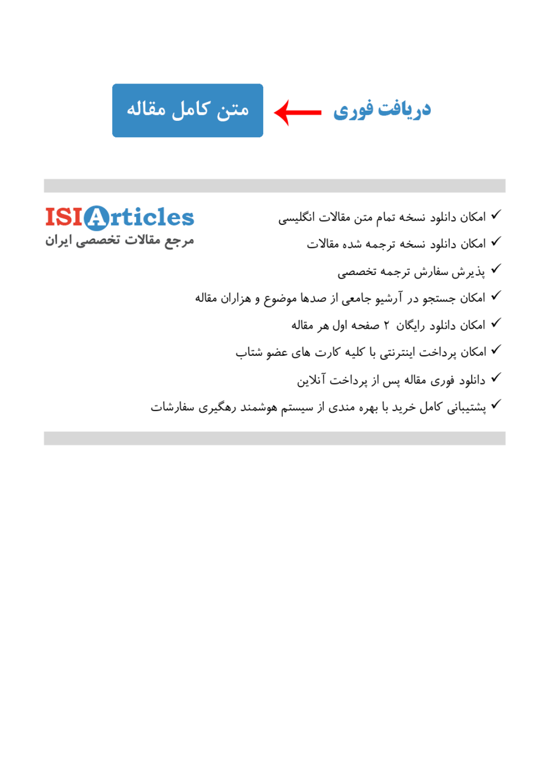دریافت فوری ← متن کامل مقاله

ISIArticles
مرجع مقالات تخصصی ایران

- ✓ امکان دانلود نسخه تمام متن مقالات انگلیسی
- ✓ امکان دانلود نسخه ترجمه شده مقالات
- ✓ پذیرش سفارش ترجمه تخصصی
- ✓ امکان جستجو در آرشیو جامعی از صدها موضوع و هزاران مقاله
- ✓ امکان دانلود رایگان ۲ صفحه اول هر مقاله
- ✓ امکان پرداخت اینترنتی با کلیه کارت های عضو شتاب
- ✓ دانلود فوری مقاله پس از پرداخت آنلاین
- ✓ پشتیبانی کامل خرید با بهره مندی از سیستم هوشمند رهگیری سفارشات